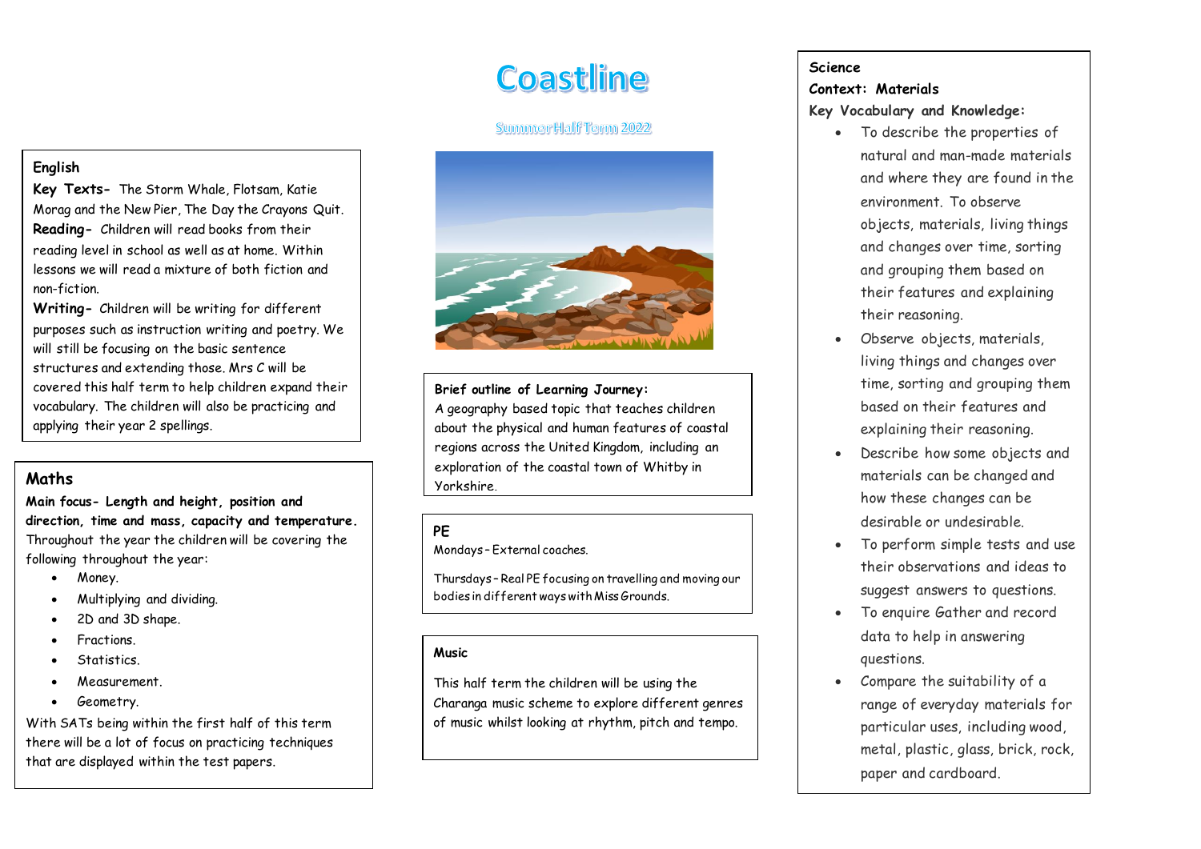# Coastline

Summer Half Term 2022

## English

**Key Texts-** The Storm Whale, Flotsam, Katie Morag and the New Pier, The Day the Crayons Quit.

**Reading-** Children will read books from their reading level in school as well as at home. Within lessons we will read a mixture of both fiction and non-fiction.

**Writing-** Children will be writing for different purposes such as instruction writing and poetry. We will still be focusing on the basic sentence structures and extending those. Mrs C will be covered this half term to help children expand their vocabulary. The children will also be practicing and applying their year 2 spellings.

## Maths

**Main focus- Length and height, position and direction, time and mass, capacity and temperature.**

Throughout the year the children will be covering the following throughout the year:

- Money.
- Multiplying and dividing.
- 2D and 3D shape.
- Fractions.
- Statistics.
- Measurement.
- Geometry.

With SATs being within the first half of this term there will be a lot of focus on practicing techniques that are displayed within the test papers.

**Brief outline of Learning Journey:**

A geography based topic that teaches children about the physical and human features of coastal regions across the United Kingdom, including an exploration of the coastal town of Whitby in Yorkshire.

## PE

Mondays – External coaches.

Thursdays – Real PE focusing on travelling and moving our bodies in different ways with Miss Grounds.

## Music

This half term the children will be using the Charanga music scheme to explore different genres of music whilst looking at rhythm, pitch and tempo.

## Science

**Context: Materials**

**Key Vocabulary and Knowledge:**

- To describe the properties of natural and man-made materials and where they are found in the environment. To observe objects, materials, living things and changes over time, sorting and grouping them based on their features and explaining their reasoning.
- Observe objects, materials, living things and changes over time, sorting and grouping them based on their features and explaining their reasoning.
- Describe how some objects and materials can be changed and how these changes can be desirable or undesirable.
- To perform simple tests and use their observations and ideas to suggest answers to questions.
- To enquire Gather and record data to help in answering questions.
- Compare the suitability of a range of everyday materials for particular uses, including wood, metal, plastic, glass, brick, rock, paper and cardboard.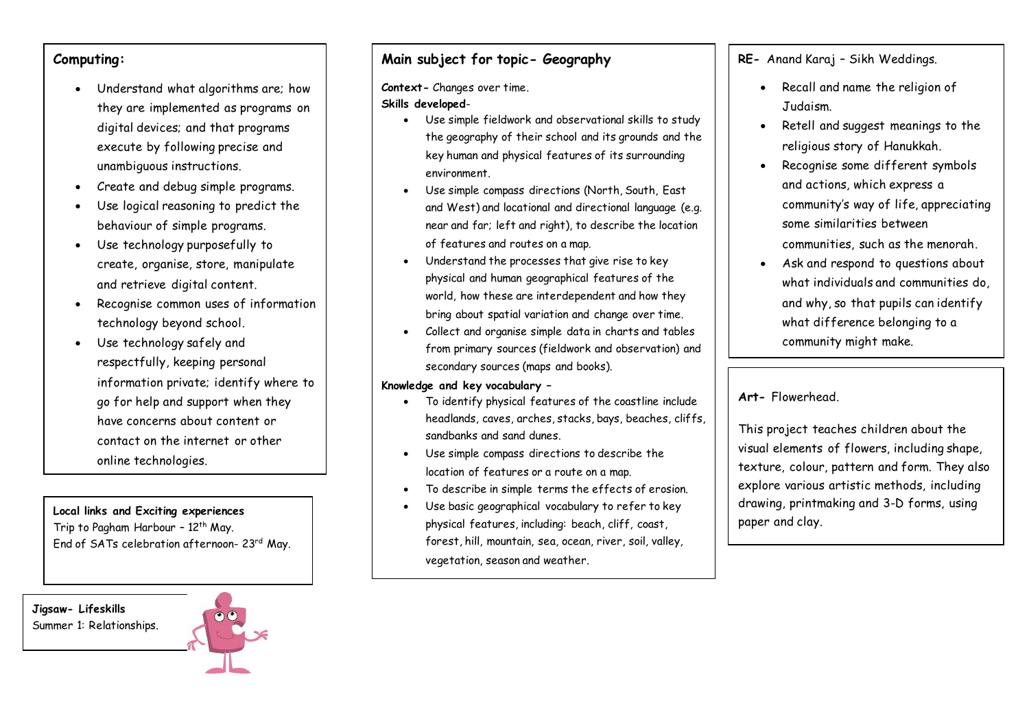## Computing:

- Understand what algorithms are; how they are implemented as programs on digital devices; and that programs execute by following precise and unambiguous instructions.
- Create and debug simple programs.
- Use logical reasoning to predict the behaviour of simple programs.
- Use technology purposefully to create, organise, store, manipulate and retrieve digital content.
- Recognise common uses of information technology beyond school.
- Use technology safely and respectfully, keeping personal information private; identify where to go for help and support when they have concerns about content or contact on the internet or other online technologies.

**Local links and Exciting experiences**
Trip to Pagham Harbour – 12th May.
End of SATs celebration afternoon- 23rd May.

**Jigsaw- Lifeskills**
Summer 1: Relationships.

## Main subject for topic- Geography

***Context-*** *Changes over time.*
**Skills developed**-

- Use simple fieldwork and observational skills to study the geography of their school and its grounds and the key human and physical features of its surrounding environment.
- Use simple compass directions (North, South, East and West) and locational and directional language (e.g. near and far; left and right), to describe the location of features and routes on a map.
- Understand the processes that give rise to key physical and human geographical features of the world, how these are interdependent and how they bring about spatial variation and change over time.
- Collect and organise simple data in charts and tables from primary sources (fieldwork and observation) and secondary sources (maps and books).

**Knowledge and key vocabulary –**

- To identify physical features of the coastline include headlands, caves, arches, stacks, bays, beaches, cliffs, sandbanks and sand dunes.
- Use simple compass directions to describe the location of features or a route on a map.
- To describe in simple terms the effects of erosion.
- Use basic geographical vocabulary to refer to key physical features, including: beach, cliff, coast, forest, hill, mountain, sea, ocean, river, soil, valley, vegetation, season and weather.

**RE-** Anand Karaj – Sikh Weddings.

- Recall and name the religion of Judaism.
- Retell and suggest meanings to the religious story of Hanukkah.
- Recognise some different symbols and actions, which express a community's way of life, appreciating some similarities between communities, such as the menorah.
- Ask and respond to questions about what individuals and communities do, and why, so that pupils can identify what difference belonging to a community might make.

**Art-** Flowerhead.

This project teaches children about the visual elements of flowers, including shape, texture, colour, pattern and form. They also explore various artistic methods, including drawing, printmaking and 3-D forms, using paper and clay.